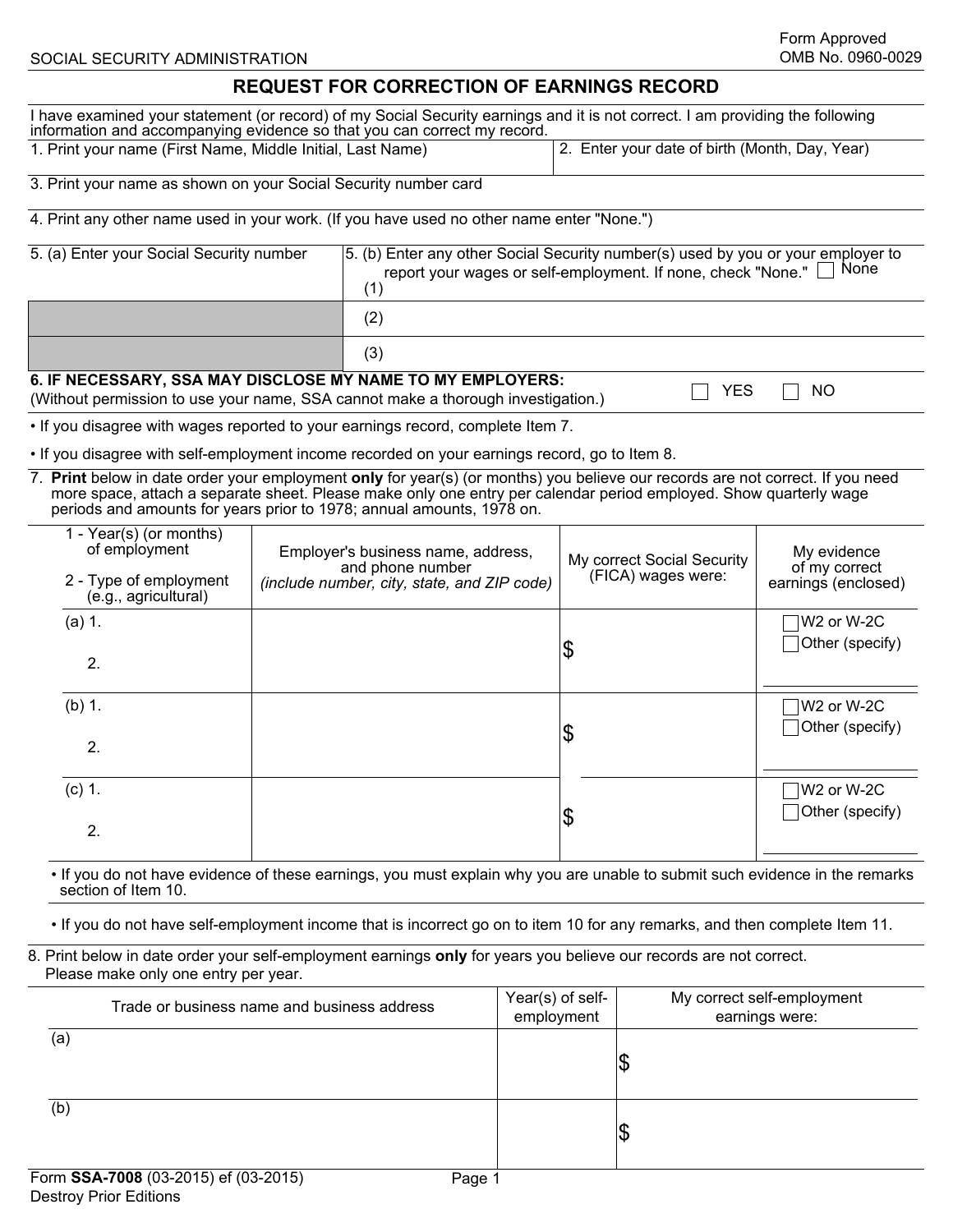SOCIAL SECURITY ADMINISTRATION

Form Approved
OMB No. 0960-0029

# REQUEST FOR CORRECTION OF EARNINGS RECORD

I have examined your statement (or record) of my Social Security earnings and it is not correct. I am providing the following information and accompanying evidence so that you can correct my record.

| 1. Print your name (First Name, Middle Initial, Last Name) | 2. Enter your date of birth (Month, Day, Year) |
|---|---|

3. Print your name as shown on your Social Security number card

4. Print any other name used in your work. (If you have used no other name enter "None.")

| 5. (a) Enter your Social Security number | 5. (b) Enter any other Social Security number(s) used by you or your employer to report your wages or self-employment. If none, check "None." ☐ None |
|---|---|
| | (1) |
| | (2) |
| | (3) |

**6. IF NECESSARY, SSA MAY DISCLOSE MY NAME TO MY EMPLOYERS:** ☐ YES ☐ NO
(Without permission to use your name, SSA cannot make a thorough investigation.)

- If you disagree with wages reported to your earnings record, complete Item 7.
- If you disagree with self-employment income recorded on your earnings record, go to Item 8.

7. **Print** below in date order your employment **only** for year(s) (or months) you believe our records are not correct. If you need more space, attach a separate sheet. Please make only one entry per calendar period employed. Show quarterly wage periods and amounts for years prior to 1978; annual amounts, 1978 on.

| 1 - Year(s) (or months) of employment<br>2 - Type of employment (e.g., agricultural) | Employer's business name, address, and phone number *(include number, city, state, and ZIP code)* | My correct Social Security (FICA) wages were: | My evidence of my correct earnings (enclosed) |
|---|---|---|---|
| (a) 1.<br>2. | | $ | ☐ W2 or W-2C<br>☐ Other (specify) |
| (b) 1.<br>2. | | $ | ☐ W2 or W-2C<br>☐ Other (specify) |
| (c) 1.<br>2. | | $ | ☐ W2 or W-2C<br>☐ Other (specify) |

- If you do not have evidence of these earnings, you must explain why you are unable to submit such evidence in the remarks section of Item 10.
- If you do not have self-employment income that is incorrect go on to item 10 for any remarks, and then complete Item 11.

8. Print below in date order your self-employment earnings **only** for years you believe our records are not correct. Please make only one entry per year.

| Trade or business name and business address | Year(s) of self-employment | My correct self-employment earnings were: |
|---|---|---|
| (a) | | $ |
| (b) | | $ |

Form **SSA-7008** (03-2015) ef (03-2015)
Destroy Prior Editions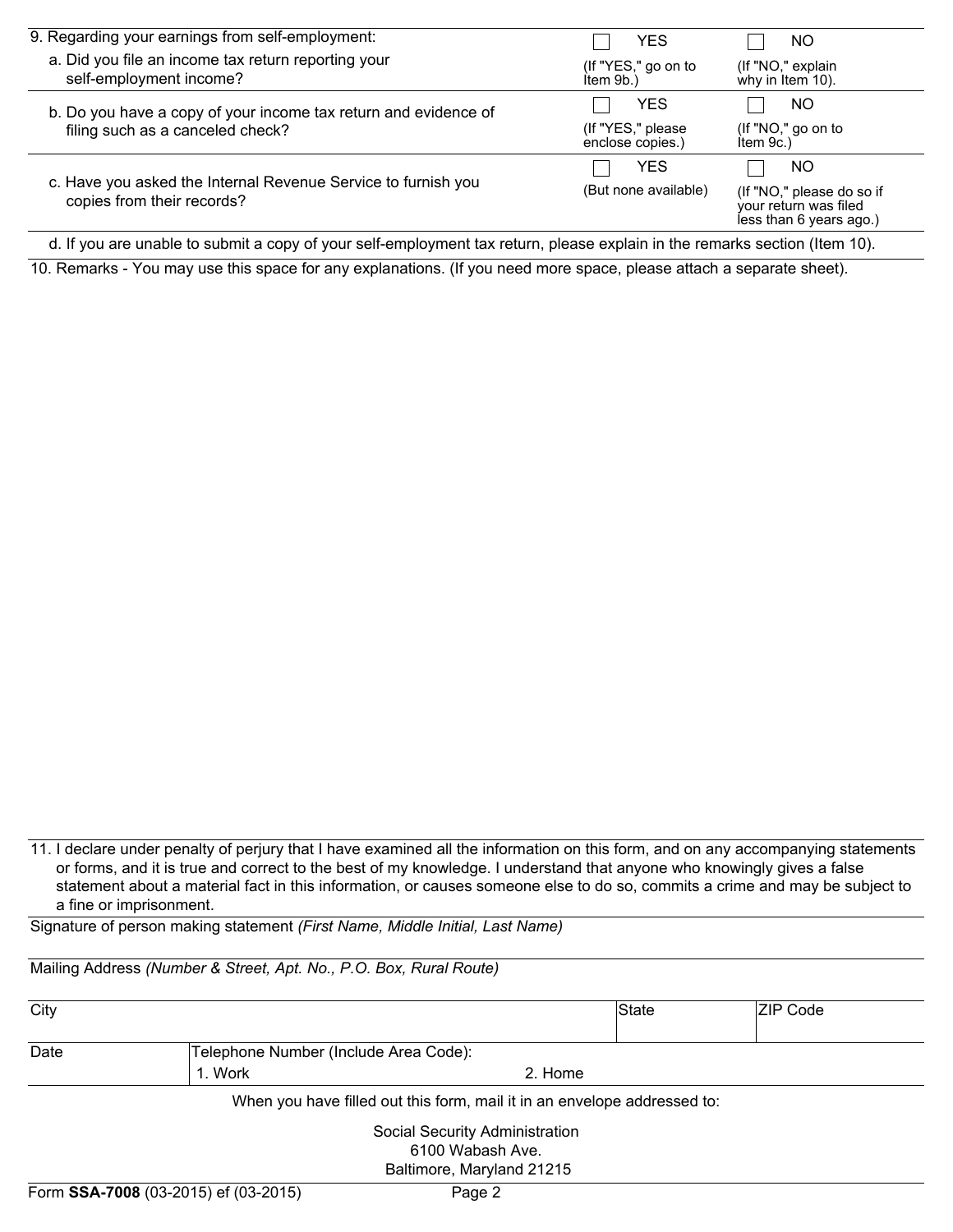| 9. Regarding your earnings from self-employment: | | |
|---|---|---|
| a. Did you file an income tax return reporting your self-employment income? | ☐ YES (If "YES," go on to Item 9b.) | ☐ NO (If "NO," explain why in Item 10). |
| b. Do you have a copy of your income tax return and evidence of filing such as a canceled check? | ☐ YES (If "YES," please enclose copies.) | ☐ NO (If "NO," go on to Item 9c.) |
| c. Have you asked the Internal Revenue Service to furnish you copies from their records? | ☐ YES (But none available) | ☐ NO (If "NO," please do so if your return was filed less than 6 years ago.) |

d. If you are unable to submit a copy of your self-employment tax return, please explain in the remarks section (Item 10).

10. Remarks - You may use this space for any explanations. (If you need more space, please attach a separate sheet).

11. I declare under penalty of perjury that I have examined all the information on this form, and on any accompanying statements or forms, and it is true and correct to the best of my knowledge. I understand that anyone who knowingly gives a false statement about a material fact in this information, or causes someone else to do so, commits a crime and may be subject to a fine or imprisonment.

Signature of person making statement *(First Name, Middle Initial, Last Name)*

Mailing Address *(Number & Street, Apt. No., P.O. Box, Rural Route)*

| City | State | ZIP Code |
|---|---|---|
| | | |

| Date | Telephone Number (Include Area Code): 1. Work | 2. Home |
|---|---|---|
| | | |

When you have filled out this form, mail it in an envelope addressed to:

Social Security Administration
6100 Wabash Ave.
Baltimore, Maryland 21215

Form **SSA-7008** (03-2015) ef (03-2015)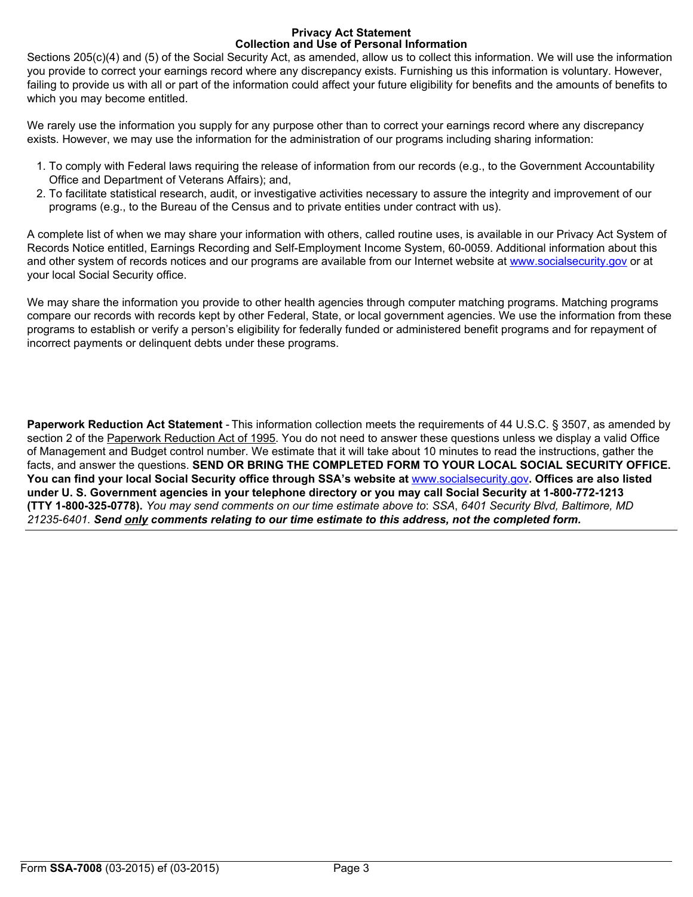## Privacy Act Statement
## Collection and Use of Personal Information

Sections 205(c)(4) and (5) of the Social Security Act, as amended, allow us to collect this information. We will use the information you provide to correct your earnings record where any discrepancy exists. Furnishing us this information is voluntary. However, failing to provide us with all or part of the information could affect your future eligibility for benefits and the amounts of benefits to which you may become entitled.

We rarely use the information you supply for any purpose other than to correct your earnings record where any discrepancy exists. However, we may use the information for the administration of our programs including sharing information:

1. To comply with Federal laws requiring the release of information from our records (e.g., to the Government Accountability Office and Department of Veterans Affairs); and,
2. To facilitate statistical research, audit, or investigative activities necessary to assure the integrity and improvement of our programs (e.g., to the Bureau of the Census and to private entities under contract with us).

A complete list of when we may share your information with others, called routine uses, is available in our Privacy Act System of Records Notice entitled, Earnings Recording and Self-Employment Income System, 60-0059. Additional information about this and other system of records notices and our programs are available from our Internet website at www.socialsecurity.gov or at your local Social Security office.

We may share the information you provide to other health agencies through computer matching programs. Matching programs compare our records with records kept by other Federal, State, or local government agencies. We use the information from these programs to establish or verify a person's eligibility for federally funded or administered benefit programs and for repayment of incorrect payments or delinquent debts under these programs.

**Paperwork Reduction Act Statement** - This information collection meets the requirements of 44 U.S.C. § 3507, as amended by section 2 of the Paperwork Reduction Act of 1995. You do not need to answer these questions unless we display a valid Office of Management and Budget control number. We estimate that it will take about 10 minutes to read the instructions, gather the facts, and answer the questions. **SEND OR BRING THE COMPLETED FORM TO YOUR LOCAL SOCIAL SECURITY OFFICE. You can find your local Social Security office through SSA's website at** www.socialsecurity.gov**. Offices are also listed under U. S. Government agencies in your telephone directory or you may call Social Security at 1-800-772-1213 (TTY 1-800-325-0778).** *You may send comments on our time estimate above to*: *SSA, 6401 Security Blvd, Baltimore, MD 21235-6401.* ***Send only comments relating to our time estimate to this address, not the completed form.***

Form **SSA-7008** (03-2015) ef (03-2015)